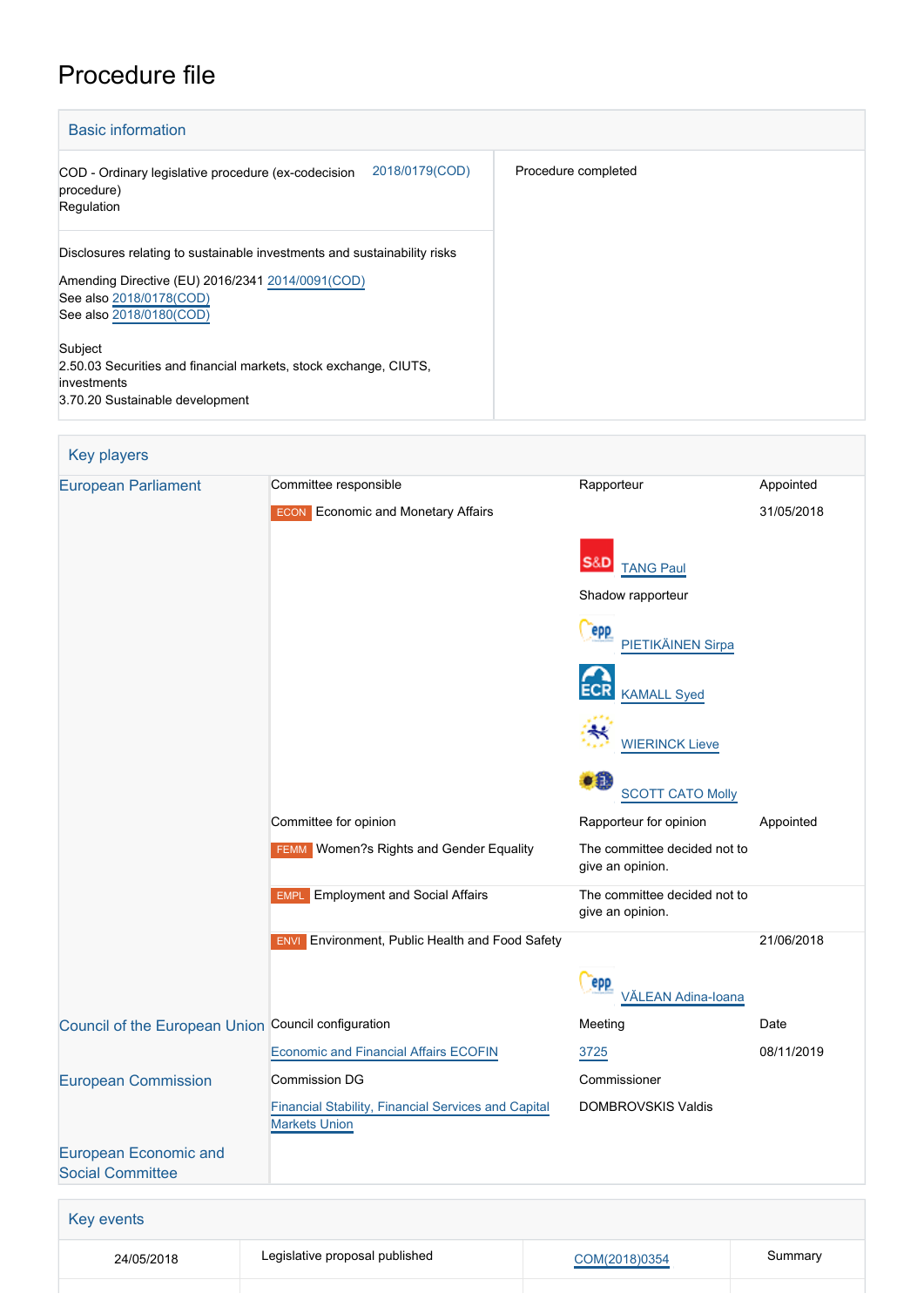# Procedure file

## Basic information

| | |
|---|---|
| COD - Ordinary legislative procedure (ex-codecision procedure)<br>Regulation — 2018/0179(COD) | Procedure completed |
| Disclosures relating to sustainable investments and sustainability risks<br><br>Amending Directive (EU) 2016/2341 2014/0091(COD)<br>See also 2018/0178(COD)<br>See also 2018/0180(COD)<br><br>Subject<br>2.50.03 Securities and financial markets, stock exchange, CIUTS, investments<br>3.70.20 Sustainable development | |

## Key players

| | | | |
|---|---|---|---|
| European Parliament | Committee responsible | Rapporteur | Appointed |
| | ECON Economic and Monetary Affairs | | 31/05/2018 |
| | | S&D TANG Paul | |
| | | Shadow rapporteur | |
| | | EPP PIETIKÄINEN Sirpa | |
| | | ECR KAMALL Syed | |
| | | ALDE WIERINCK Lieve | |
| | | Greens/EFA SCOTT CATO Molly | |
| | Committee for opinion | Rapporteur for opinion | Appointed |
| | FEMM Women?s Rights and Gender Equality | The committee decided not to give an opinion. | |
| | EMPL Employment and Social Affairs | The committee decided not to give an opinion. | |
| | ENVI Environment, Public Health and Food Safety | | 21/06/2018 |
| | | EPP VĂLEAN Adina-Ioana | |
| Council of the European Union | Council configuration | Meeting | Date |
| | Economic and Financial Affairs ECOFIN | 3725 | 08/11/2019 |
| European Commission | Commission DG | Commissioner | |
| | Financial Stability, Financial Services and Capital Markets Union | DOMBROVSKIS Valdis | |
| European Economic and Social Committee | | | |

## Key events

| | | | |
|---|---|---|---|
| 24/05/2018 | Legislative proposal published | COM(2018)0354 | Summary |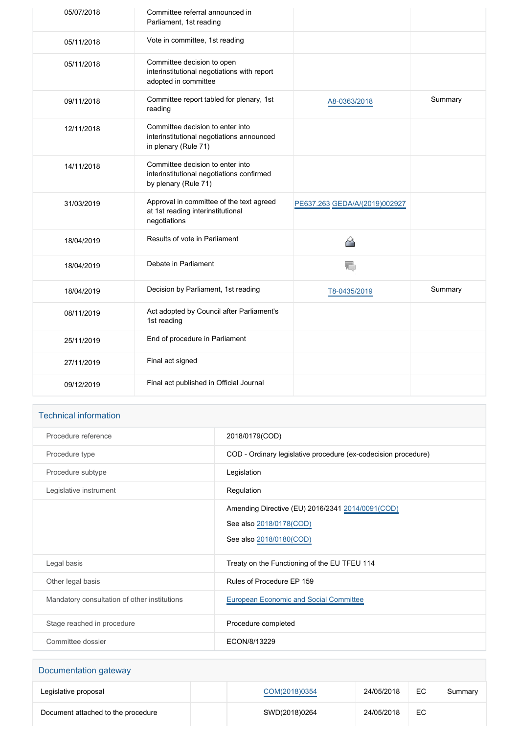| | | | |
|---|---|---|---|
| 05/07/2018 | Committee referral announced in Parliament, 1st reading | | |
| 05/11/2018 | Vote in committee, 1st reading | | |
| 05/11/2018 | Committee decision to open interinstitutional negotiations with report adopted in committee | | |
| 09/11/2018 | Committee report tabled for plenary, 1st reading | A8-0363/2018 | Summary |
| 12/11/2018 | Committee decision to enter into interinstitutional negotiations announced in plenary (Rule 71) | | |
| 14/11/2018 | Committee decision to enter into interinstitutional negotiations confirmed by plenary (Rule 71) | | |
| 31/03/2019 | Approval in committee of the text agreed at 1st reading interinstitutional negotiations | PE637.263 GEDA/A/(2019)002927 | |
| 18/04/2019 | Results of vote in Parliament | | |
| 18/04/2019 | Debate in Parliament | | |
| 18/04/2019 | Decision by Parliament, 1st reading | T8-0435/2019 | Summary |
| 08/11/2019 | Act adopted by Council after Parliament's 1st reading | | |
| 25/11/2019 | End of procedure in Parliament | | |
| 27/11/2019 | Final act signed | | |
| 09/12/2019 | Final act published in Official Journal | | |

## Technical information

| | |
|---|---|
| Procedure reference | 2018/0179(COD) |
| Procedure type | COD - Ordinary legislative procedure (ex-codecision procedure) |
| Procedure subtype | Legislation |
| Legislative instrument | Regulation |
| | Amending Directive (EU) 2016/2341 2014/0091(COD)<br>See also 2018/0178(COD)<br>See also 2018/0180(COD) |
| Legal basis | Treaty on the Functioning of the EU TFEU 114 |
| Other legal basis | Rules of Procedure EP 159 |
| Mandatory consultation of other institutions | European Economic and Social Committee |
| Stage reached in procedure | Procedure completed |
| Committee dossier | ECON/8/13229 |

## Documentation gateway

| | | | | | |
|---|---|---|---|---|---|
| Legislative proposal | | COM(2018)0354 | 24/05/2018 | EC | Summary |
| Document attached to the procedure | | SWD(2018)0264 | 24/05/2018 | EC | |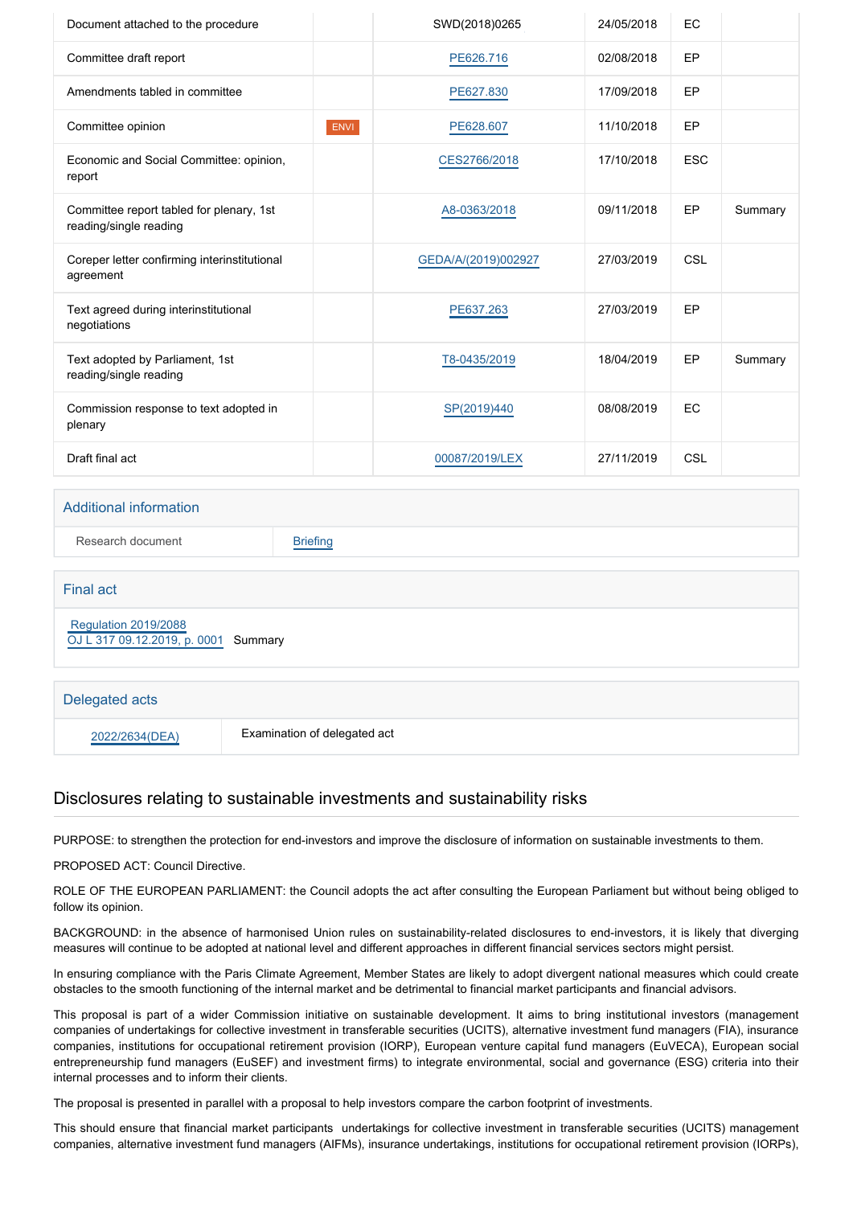| | | | | | |
|---|---|---|---|---|---|
| Document attached to the procedure | | SWD(2018)0265 | 24/05/2018 | EC | |
| Committee draft report | | PE626.716 | 02/08/2018 | EP | |
| Amendments tabled in committee | | PE627.830 | 17/09/2018 | EP | |
| Committee opinion | ENVI | PE628.607 | 11/10/2018 | EP | |
| Economic and Social Committee: opinion, report | | CES2766/2018 | 17/10/2018 | ESC | |
| Committee report tabled for plenary, 1st reading/single reading | | A8-0363/2018 | 09/11/2018 | EP | Summary |
| Coreper letter confirming interinstitutional agreement | | GEDA/A/(2019)002927 | 27/03/2019 | CSL | |
| Text agreed during interinstitutional negotiations | | PE637.263 | 27/03/2019 | EP | |
| Text adopted by Parliament, 1st reading/single reading | | T8-0435/2019 | 18/04/2019 | EP | Summary |
| Commission response to text adopted in plenary | | SP(2019)440 | 08/08/2019 | EC | |
| Draft final act | | 00087/2019/LEX | 27/11/2019 | CSL | |

## Additional information

| | |
|---|---|
| Research document | Briefing |

## Final act

Regulation 2019/2088
OJ L 317 09.12.2019, p. 0001 Summary

## Delegated acts

| | |
|---|---|
| 2022/2634(DEA) | Examination of delegated act |

## Disclosures relating to sustainable investments and sustainability risks

PURPOSE: to strengthen the protection for end-investors and improve the disclosure of information on sustainable investments to them.

PROPOSED ACT: Council Directive.

ROLE OF THE EUROPEAN PARLIAMENT: the Council adopts the act after consulting the European Parliament but without being obliged to follow its opinion.

BACKGROUND: in the absence of harmonised Union rules on sustainability-related disclosures to end-investors, it is likely that diverging measures will continue to be adopted at national level and different approaches in different financial services sectors might persist.

In ensuring compliance with the Paris Climate Agreement, Member States are likely to adopt divergent national measures which could create obstacles to the smooth functioning of the internal market and be detrimental to financial market participants and financial advisors.

This proposal is part of a wider Commission initiative on sustainable development. It aims to bring institutional investors (management companies of undertakings for collective investment in transferable securities (UCITS), alternative investment fund managers (FIA), insurance companies, institutions for occupational retirement provision (IORP), European venture capital fund managers (EuVECA), European social entrepreneurship fund managers (EuSEF) and investment firms) to integrate environmental, social and governance (ESG) criteria into their internal processes and to inform their clients.

The proposal is presented in parallel with a proposal to help investors compare the carbon footprint of investments.

This should ensure that financial market participants undertakings for collective investment in transferable securities (UCITS) management companies, alternative investment fund managers (AIFMs), insurance undertakings, institutions for occupational retirement provision (IORPs),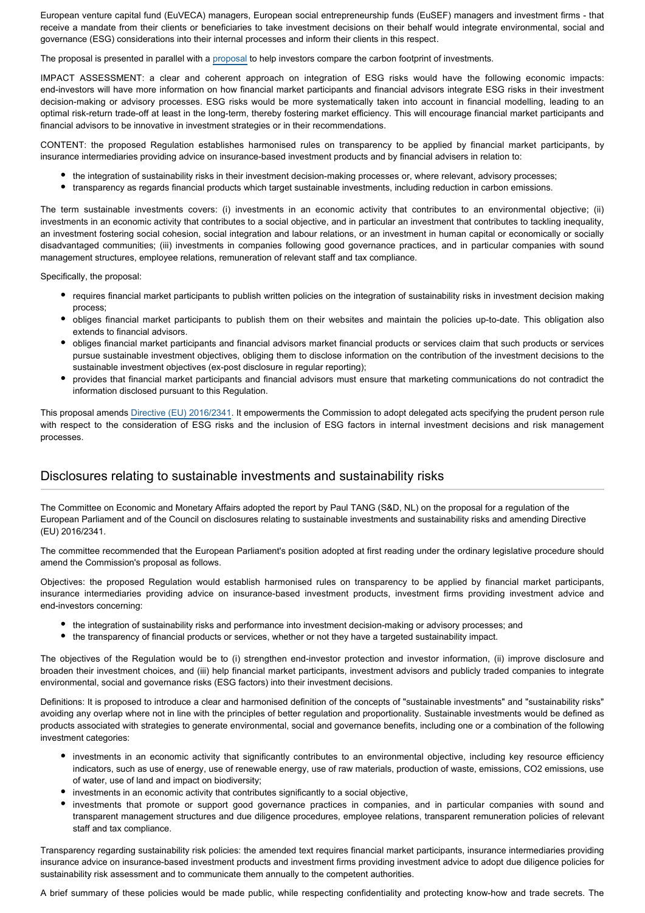European venture capital fund (EuVECA) managers, European social entrepreneurship funds (EuSEF) managers and investment firms - that receive a mandate from their clients or beneficiaries to take investment decisions on their behalf would integrate environmental, social and governance (ESG) considerations into their internal processes and inform their clients in this respect.

The proposal is presented in parallel with a proposal to help investors compare the carbon footprint of investments.

IMPACT ASSESSMENT: a clear and coherent approach on integration of ESG risks would have the following economic impacts: end-investors will have more information on how financial market participants and financial advisors integrate ESG risks in their investment decision-making or advisory processes. ESG risks would be more systematically taken into account in financial modelling, leading to an optimal risk-return trade-off at least in the long-term, thereby fostering market efficiency. This will encourage financial market participants and financial advisors to be innovative in investment strategies or in their recommendations.

CONTENT: the proposed Regulation establishes harmonised rules on transparency to be applied by financial market participants, by insurance intermediaries providing advice on insurance-based investment products and by financial advisers in relation to:

- the integration of sustainability risks in their investment decision-making processes or, where relevant, advisory processes;
- transparency as regards financial products which target sustainable investments, including reduction in carbon emissions.

The term sustainable investments covers: (i) investments in an economic activity that contributes to an environmental objective; (ii) investments in an economic activity that contributes to a social objective, and in particular an investment that contributes to tackling inequality, an investment fostering social cohesion, social integration and labour relations, or an investment in human capital or economically or socially disadvantaged communities; (iii) investments in companies following good governance practices, and in particular companies with sound management structures, employee relations, remuneration of relevant staff and tax compliance.

Specifically, the proposal:

- requires financial market participants to publish written policies on the integration of sustainability risks in investment decision making process;
- obliges financial market participants to publish them on their websites and maintain the policies up-to-date. This obligation also extends to financial advisors.
- obliges financial market participants and financial advisors market financial products or services claim that such products or services pursue sustainable investment objectives, obliging them to disclose information on the contribution of the investment decisions to the sustainable investment objectives (ex-post disclosure in regular reporting);
- provides that financial market participants and financial advisors must ensure that marketing communications do not contradict the information disclosed pursuant to this Regulation.

This proposal amends Directive (EU) 2016/2341. It empowerments the Commission to adopt delegated acts specifying the prudent person rule with respect to the consideration of ESG risks and the inclusion of ESG factors in internal investment decisions and risk management processes.

## Disclosures relating to sustainable investments and sustainability risks

The Committee on Economic and Monetary Affairs adopted the report by Paul TANG (S&D, NL) on the proposal for a regulation of the European Parliament and of the Council on disclosures relating to sustainable investments and sustainability risks and amending Directive (EU) 2016/2341.

The committee recommended that the European Parliament's position adopted at first reading under the ordinary legislative procedure should amend the Commission's proposal as follows.

Objectives: the proposed Regulation would establish harmonised rules on transparency to be applied by financial market participants, insurance intermediaries providing advice on insurance-based investment products, investment firms providing investment advice and end-investors concerning:

- the integration of sustainability risks and performance into investment decision-making or advisory processes; and
- the transparency of financial products or services, whether or not they have a targeted sustainability impact.

The objectives of the Regulation would be to (i) strengthen end-investor protection and investor information, (ii) improve disclosure and broaden their investment choices, and (iii) help financial market participants, investment advisors and publicly traded companies to integrate environmental, social and governance risks (ESG factors) into their investment decisions.

Definitions: It is proposed to introduce a clear and harmonised definition of the concepts of "sustainable investments" and "sustainability risks" avoiding any overlap where not in line with the principles of better regulation and proportionality. Sustainable investments would be defined as products associated with strategies to generate environmental, social and governance benefits, including one or a combination of the following investment categories:

- investments in an economic activity that significantly contributes to an environmental objective, including key resource efficiency indicators, such as use of energy, use of renewable energy, use of raw materials, production of waste, emissions, $CO_2$ emissions, use of water, use of land and impact on biodiversity;
- investments in an economic activity that contributes significantly to a social objective,
- investments that promote or support good governance practices in companies, and in particular companies with sound and transparent management structures and due diligence procedures, employee relations, transparent remuneration policies of relevant staff and tax compliance.

Transparency regarding sustainability risk policies: the amended text requires financial market participants, insurance intermediaries providing insurance advice on insurance-based investment products and investment firms providing investment advice to adopt due diligence policies for sustainability risk assessment and to communicate them annually to the competent authorities.

A brief summary of these policies would be made public, while respecting confidentiality and protecting know-how and trade secrets. The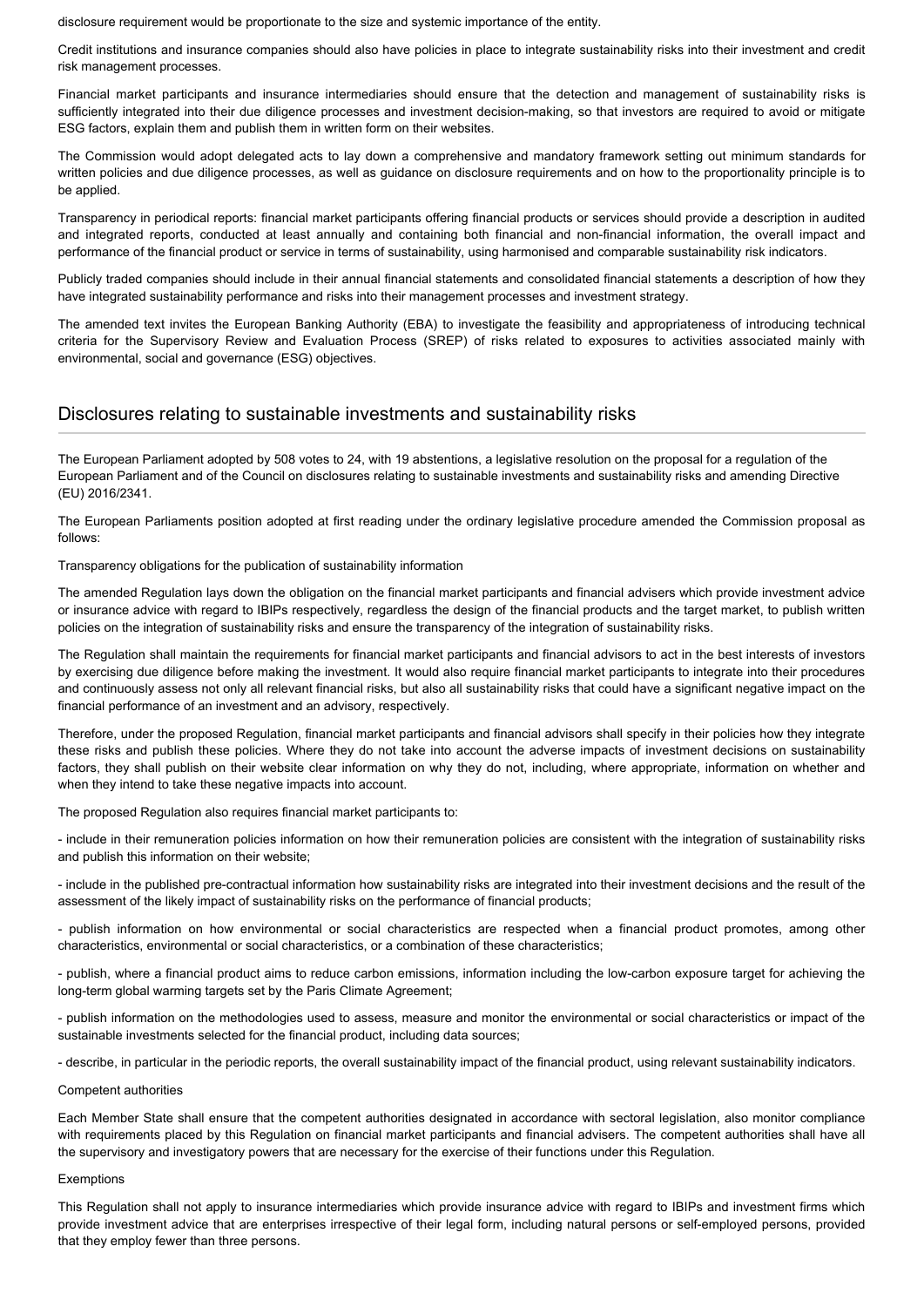disclosure requirement would be proportionate to the size and systemic importance of the entity.

Credit institutions and insurance companies should also have policies in place to integrate sustainability risks into their investment and credit risk management processes.

Financial market participants and insurance intermediaries should ensure that the detection and management of sustainability risks is sufficiently integrated into their due diligence processes and investment decision-making, so that investors are required to avoid or mitigate ESG factors, explain them and publish them in written form on their websites.

The Commission would adopt delegated acts to lay down a comprehensive and mandatory framework setting out minimum standards for written policies and due diligence processes, as well as guidance on disclosure requirements and on how to the proportionality principle is to be applied.

Transparency in periodical reports: financial market participants offering financial products or services should provide a description in audited and integrated reports, conducted at least annually and containing both financial and non-financial information, the overall impact and performance of the financial product or service in terms of sustainability, using harmonised and comparable sustainability risk indicators.

Publicly traded companies should include in their annual financial statements and consolidated financial statements a description of how they have integrated sustainability performance and risks into their management processes and investment strategy.

The amended text invites the European Banking Authority (EBA) to investigate the feasibility and appropriateness of introducing technical criteria for the Supervisory Review and Evaluation Process (SREP) of risks related to exposures to activities associated mainly with environmental, social and governance (ESG) objectives.

## Disclosures relating to sustainable investments and sustainability risks

The European Parliament adopted by 508 votes to 24, with 19 abstentions, a legislative resolution on the proposal for a regulation of the European Parliament and of the Council on disclosures relating to sustainable investments and sustainability risks and amending Directive (EU) 2016/2341.

The European Parliaments position adopted at first reading under the ordinary legislative procedure amended the Commission proposal as follows:

Transparency obligations for the publication of sustainability information

The amended Regulation lays down the obligation on the financial market participants and financial advisers which provide investment advice or insurance advice with regard to IBIPs respectively, regardless the design of the financial products and the target market, to publish written policies on the integration of sustainability risks and ensure the transparency of the integration of sustainability risks.

The Regulation shall maintain the requirements for financial market participants and financial advisors to act in the best interests of investors by exercising due diligence before making the investment. It would also require financial market participants to integrate into their procedures and continuously assess not only all relevant financial risks, but also all sustainability risks that could have a significant negative impact on the financial performance of an investment and an advisory, respectively.

Therefore, under the proposed Regulation, financial market participants and financial advisors shall specify in their policies how they integrate these risks and publish these policies. Where they do not take into account the adverse impacts of investment decisions on sustainability factors, they shall publish on their website clear information on why they do not, including, where appropriate, information on whether and when they intend to take these negative impacts into account.

The proposed Regulation also requires financial market participants to:

- include in their remuneration policies information on how their remuneration policies are consistent with the integration of sustainability risks and publish this information on their website;

- include in the published pre-contractual information how sustainability risks are integrated into their investment decisions and the result of the assessment of the likely impact of sustainability risks on the performance of financial products;

- publish information on how environmental or social characteristics are respected when a financial product promotes, among other characteristics, environmental or social characteristics, or a combination of these characteristics;

- publish, where a financial product aims to reduce carbon emissions, information including the low-carbon exposure target for achieving the long-term global warming targets set by the Paris Climate Agreement;

- publish information on the methodologies used to assess, measure and monitor the environmental or social characteristics or impact of the sustainable investments selected for the financial product, including data sources;

- describe, in particular in the periodic reports, the overall sustainability impact of the financial product, using relevant sustainability indicators.

Competent authorities

Each Member State shall ensure that the competent authorities designated in accordance with sectoral legislation, also monitor compliance with requirements placed by this Regulation on financial market participants and financial advisers. The competent authorities shall have all the supervisory and investigatory powers that are necessary for the exercise of their functions under this Regulation.

Exemptions

This Regulation shall not apply to insurance intermediaries which provide insurance advice with regard to IBIPs and investment firms which provide investment advice that are enterprises irrespective of their legal form, including natural persons or self-employed persons, provided that they employ fewer than three persons.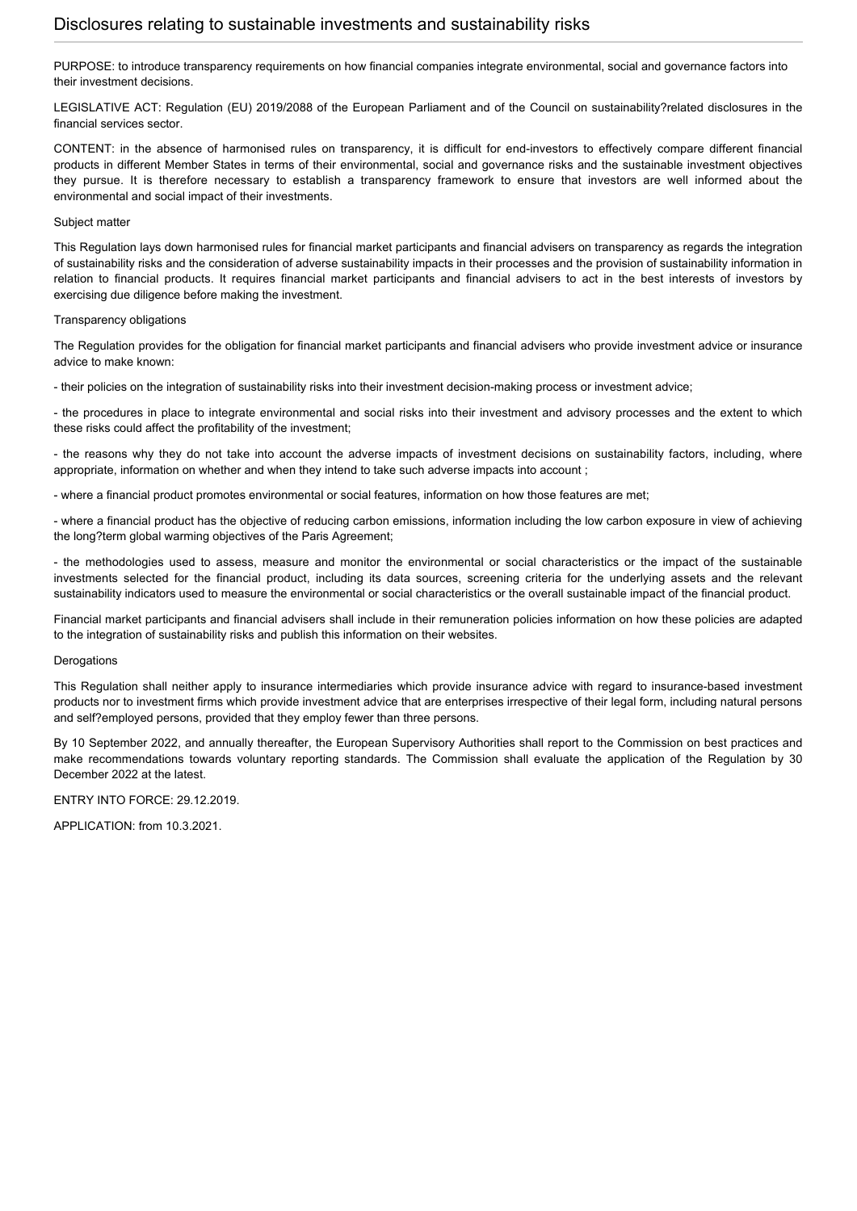# Disclosures relating to sustainable investments and sustainability risks

PURPOSE: to introduce transparency requirements on how financial companies integrate environmental, social and governance factors into their investment decisions.

LEGISLATIVE ACT: Regulation (EU) 2019/2088 of the European Parliament and of the Council on sustainability?related disclosures in the financial services sector.

CONTENT: in the absence of harmonised rules on transparency, it is difficult for end-investors to effectively compare different financial products in different Member States in terms of their environmental, social and governance risks and the sustainable investment objectives they pursue. It is therefore necessary to establish a transparency framework to ensure that investors are well informed about the environmental and social impact of their investments.

Subject matter

This Regulation lays down harmonised rules for financial market participants and financial advisers on transparency as regards the integration of sustainability risks and the consideration of adverse sustainability impacts in their processes and the provision of sustainability information in relation to financial products. It requires financial market participants and financial advisers to act in the best interests of investors by exercising due diligence before making the investment.

Transparency obligations

The Regulation provides for the obligation for financial market participants and financial advisers who provide investment advice or insurance advice to make known:

- their policies on the integration of sustainability risks into their investment decision-making process or investment advice;

- the procedures in place to integrate environmental and social risks into their investment and advisory processes and the extent to which these risks could affect the profitability of the investment;

- the reasons why they do not take into account the adverse impacts of investment decisions on sustainability factors, including, where appropriate, information on whether and when they intend to take such adverse impacts into account ;

- where a financial product promotes environmental or social features, information on how those features are met;

- where a financial product has the objective of reducing carbon emissions, information including the low carbon exposure in view of achieving the long?term global warming objectives of the Paris Agreement;

- the methodologies used to assess, measure and monitor the environmental or social characteristics or the impact of the sustainable investments selected for the financial product, including its data sources, screening criteria for the underlying assets and the relevant sustainability indicators used to measure the environmental or social characteristics or the overall sustainable impact of the financial product.

Financial market participants and financial advisers shall include in their remuneration policies information on how these policies are adapted to the integration of sustainability risks and publish this information on their websites.

Derogations

This Regulation shall neither apply to insurance intermediaries which provide insurance advice with regard to insurance-based investment products nor to investment firms which provide investment advice that are enterprises irrespective of their legal form, including natural persons and self?employed persons, provided that they employ fewer than three persons.

By 10 September 2022, and annually thereafter, the European Supervisory Authorities shall report to the Commission on best practices and make recommendations towards voluntary reporting standards. The Commission shall evaluate the application of the Regulation by 30 December 2022 at the latest.

ENTRY INTO FORCE: 29.12.2019.

APPLICATION: from 10.3.2021.